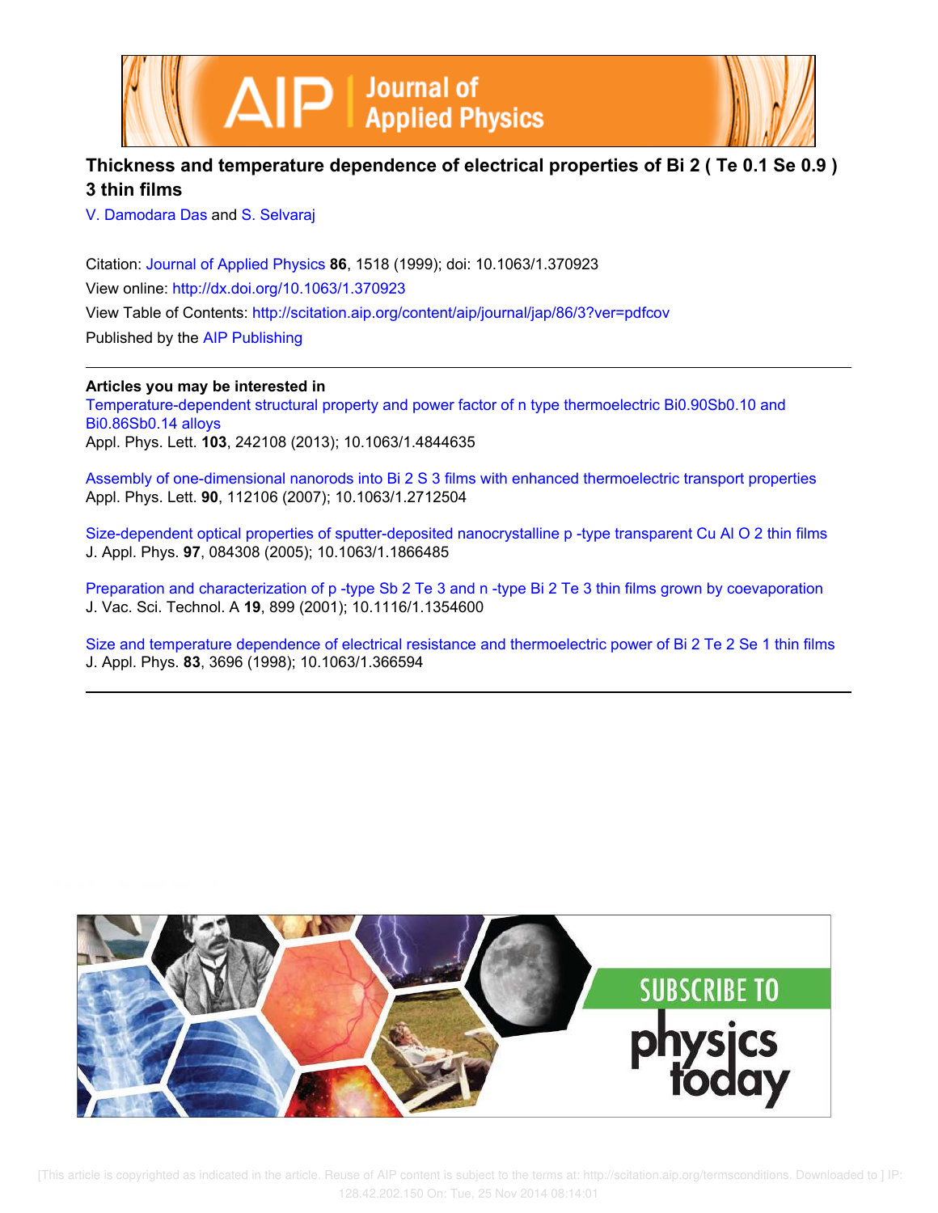# Thickness and temperature dependence of electrical properties of $Bi_2(Te_{0.1}Se_{0.9})_3$ thin films

V. Damodara Das and S. Selvaraj

Citation: Journal of Applied Physics **86**, 1518 (1999); doi: 10.1063/1.370923

View online: http://dx.doi.org/10.1063/1.370923

View Table of Contents: http://scitation.aip.org/content/aip/journal/jap/86/3?ver=pdfcov

Published by the AIP Publishing

**Articles you may be interested in**

Temperature-dependent structural property and power factor of n type thermoelectric $Bi_{0.90}Sb_{0.10}$ and $Bi_{0.86}Sb_{0.14}$ alloys
Appl. Phys. Lett. **103**, 242108 (2013); 10.1063/1.4844635

Assembly of one-dimensional nanorods into $Bi_2S_3$ films with enhanced thermoelectric transport properties
Appl. Phys. Lett. **90**, 112106 (2007); 10.1063/1.2712504

Size-dependent optical properties of sputter-deposited nanocrystalline p -type transparent $CuAlO_2$ thin films
J. Appl. Phys. **97**, 084308 (2005); 10.1063/1.1866485

Preparation and characterization of p -type $Sb_2Te_3$ and n -type $Bi_2Te_3$ thin films grown by coevaporation
J. Vac. Sci. Technol. A **19**, 899 (2001); 10.1116/1.1354600

Size and temperature dependence of electrical resistance and thermoelectric power of $Bi_2Te_2Se_1$ thin films
J. Appl. Phys. **83**, 3696 (1998); 10.1063/1.366594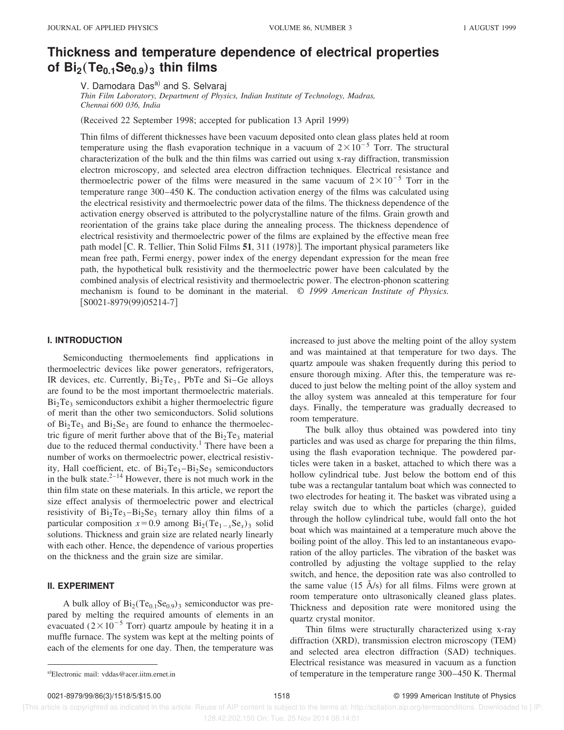# Thickness and temperature dependence of electrical properties of $Bi_2(Te_{0.1}Se_{0.9})_3$ thin films

V. Damodara Das[a] and S. Selvaraj

*Thin Film Laboratory, Department of Physics, Indian Institute of Technology, Madras, Chennai 600 036, India*

(Received 22 September 1998; accepted for publication 13 April 1999)

Thin films of different thicknesses have been vacuum deposited onto clean glass plates held at room temperature using the flash evaporation technique in a vacuum of $2\times10^{-5}$ Torr. The structural characterization of the bulk and the thin films was carried out using x-ray diffraction, transmission electron microscopy, and selected area electron diffraction techniques. Electrical resistance and thermoelectric power of the films were measured in the same vacuum of $2\times10^{-5}$ Torr in the temperature range 300–450 K. The conduction activation energy of the films was calculated using the electrical resistivity and thermoelectric power data of the films. The thickness dependence of the activation energy observed is attributed to the polycrystalline nature of the films. Grain growth and reorientation of the grains take place during the annealing process. The thickness dependence of electrical resistivity and thermoelectric power of the films are explained by the effective mean free path model [C. R. Tellier, Thin Solid Films **51**, 311 (1978)]. The important physical parameters like mean free path, Fermi energy, power index of the energy dependant expression for the mean free path, the hypothetical bulk resistivity and the thermoelectric power have been calculated by the combined analysis of electrical resistivity and thermoelectric power. The electron-phonon scattering mechanism is found to be dominant in the material. *© 1999 American Institute of Physics.* [S0021-8979(99)05214-7]

## I. INTRODUCTION

Semiconducting thermoelements find applications in thermoelectric devices like power generators, refrigerators, IR devices, etc. Currently, $Bi_2Te_3$, PbTe and Si–Ge alloys are found to be the most important thermoelectric materials. $Bi_2Te_3$ semiconductors exhibit a higher thermoelectric figure of merit than the other two semiconductors. Solid solutions of $Bi_2Te_3$ and $Bi_2Se_3$ are found to enhance the thermoelectric figure of merit further above that of the $Bi_2Te_3$ material due to the reduced thermal conductivity.[1] There have been a number of works on thermoelectric power, electrical resistivity, Hall coefficient, etc. of $Bi_2Te_3$–$Bi_2Se_3$ semiconductors in the bulk state.[2–14] However, there is not much work in the thin film state on these materials. In this article, we report the size effect analysis of thermoelectric power and electrical resistivity of $Bi_2Te_3$–$Bi_2Se_3$ ternary alloy thin films of a particular composition $x=0.9$ among $Bi_2(Te_{1-x}Se_x)_3$ solid solutions. Thickness and grain size are related nearly linearly with each other. Hence, the dependence of various properties on the thickness and the grain size are similar.

## II. EXPERIMENT

A bulk alloy of $Bi_2(Te_{0.1}Se_{0.9})_3$ semiconductor was prepared by melting the required amounts of elements in an evacuated ($2\times10^{-5}$ Torr) quartz ampoule by heating it in a muffle furnace. The system was kept at the melting points of each of the elements for one day. Then, the temperature was increased to just above the melting point of the alloy system and was maintained at that temperature for two days. The quartz ampoule was shaken frequently during this period to ensure thorough mixing. After this, the temperature was reduced to just below the melting point of the alloy system and the alloy system was annealed at this temperature for four days. Finally, the temperature was gradually decreased to room temperature.

The bulk alloy thus obtained was powdered into tiny particles and was used as charge for preparing the thin films, using the flash evaporation technique. The powdered particles were taken in a basket, attached to which there was a hollow cylindrical tube. Just below the bottom end of this tube was a rectangular tantalum boat which was connected to two electrodes for heating it. The basket was vibrated using a relay switch due to which the particles (charge), guided through the hollow cylindrical tube, would fall onto the hot boat which was maintained at a temperature much above the boiling point of the alloy. This led to an instantaneous evaporation of the alloy particles. The vibration of the basket was controlled by adjusting the voltage supplied to the relay switch, and hence, the deposition rate was also controlled to the same value (15 Å/s) for all films. Films were grown at room temperature onto ultrasonically cleaned glass plates. Thickness and deposition rate were monitored using the quartz crystal monitor.

Thin films were structurally characterized using x-ray diffraction (XRD), transmission electron microscopy (TEM) and selected area electron diffraction (SAD) techniques. Electrical resistance was measured in vacuum as a function of temperature in the temperature range 300–450 K. Thermal

[a]Electronic mail: vddas@acer.iitm.ernet.in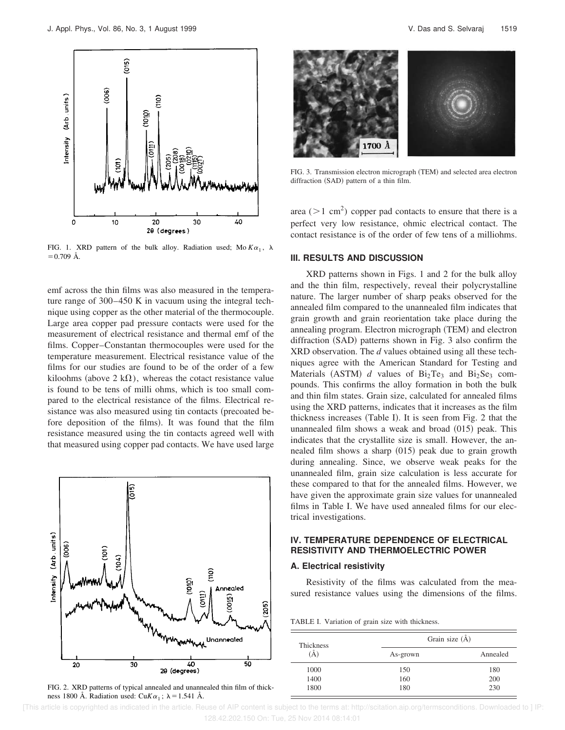FIG. 1. XRD pattern of the bulk alloy. Radiation used; Mo $K\alpha_1$, $\lambda = 0.709$ Å.

emf across the thin films was also measured in the temperature range of 300–450 K in vacuum using the integral technique using copper as the other material of the thermocouple. Large area copper pad pressure contacts were used for the measurement of electrical resistance and thermal emf of the films. Copper–Constantan thermocouples were used for the temperature measurement. Electrical resistance value of the films for our studies are found to be of the order of a few kiloohms (above 2 kΩ), whereas the cotact resistance value is found to be tens of milli ohms, which is too small compared to the electrical resistance of the films. Electrical resistance was also measured using tin contacts (precoated before deposition of the films). It was found that the film resistance measured using the tin contacts agreed well with that measured using copper pad contacts. We have used large area (>1 cm$^2$) copper pad contacts to ensure that there is a perfect very low resistance, ohmic electrical contact. The contact resistance is of the order of few tens of a milliohms.

FIG. 2. XRD patterns of typical annealed and unannealed thin film of thickness 1800 Å. Radiation used: Cu$K\alpha_1$; $\lambda = 1.541$ Å.

FIG. 3. Transmission electron micrograph (TEM) and selected area electron diffraction (SAD) pattern of a thin film.

## III. RESULTS AND DISCUSSION

XRD patterns shown in Figs. 1 and 2 for the bulk alloy and the thin film, respectively, reveal their polycrystalline nature. The larger number of sharp peaks observed for the annealed film compared to the unannealed film indicates that grain growth and grain reorientation take place during the annealing program. Electron micrograph (TEM) and electron diffraction (SAD) patterns shown in Fig. 3 also confirm the XRD observation. The *d* values obtained using all these techniques agree with the American Standard for Testing and Materials (ASTM) *d* values of $Bi_2Te_3$ and $Bi_2Se_3$ compounds. This confirms the alloy formation in both the bulk and thin film states. Grain size, calculated for annealed films using the XRD patterns, indicates that it increases as the film thickness increases (Table I). It is seen from Fig. 2 that the unannealed film shows a weak and broad (015) peak. This indicates that the crystallite size is small. However, the annealed film shows a sharp (015) peak due to grain growth during annealing. Since, we observe weak peaks for the unannealed film, grain size calculation is less accurate for these compared to that for the annealed films. However, we have given the approximate grain size values for unannealed films in Table I. We have used annealed films for our electrical investigations.

## IV. TEMPERATURE DEPENDENCE OF ELECTRICAL RESISTIVITY AND THERMOELECTRIC POWER

### A. Electrical resistivity

Resistivity of the films was calculated from the measured resistance values using the dimensions of the films.

TABLE I. Variation of grain size with thickness.

| Thickness (Å) | Grain size (Å) | |
|---|---|---|
| | As-grown | Annealed |
| 1000 | 150 | 180 |
| 1400 | 160 | 200 |
| 1800 | 180 | 230 |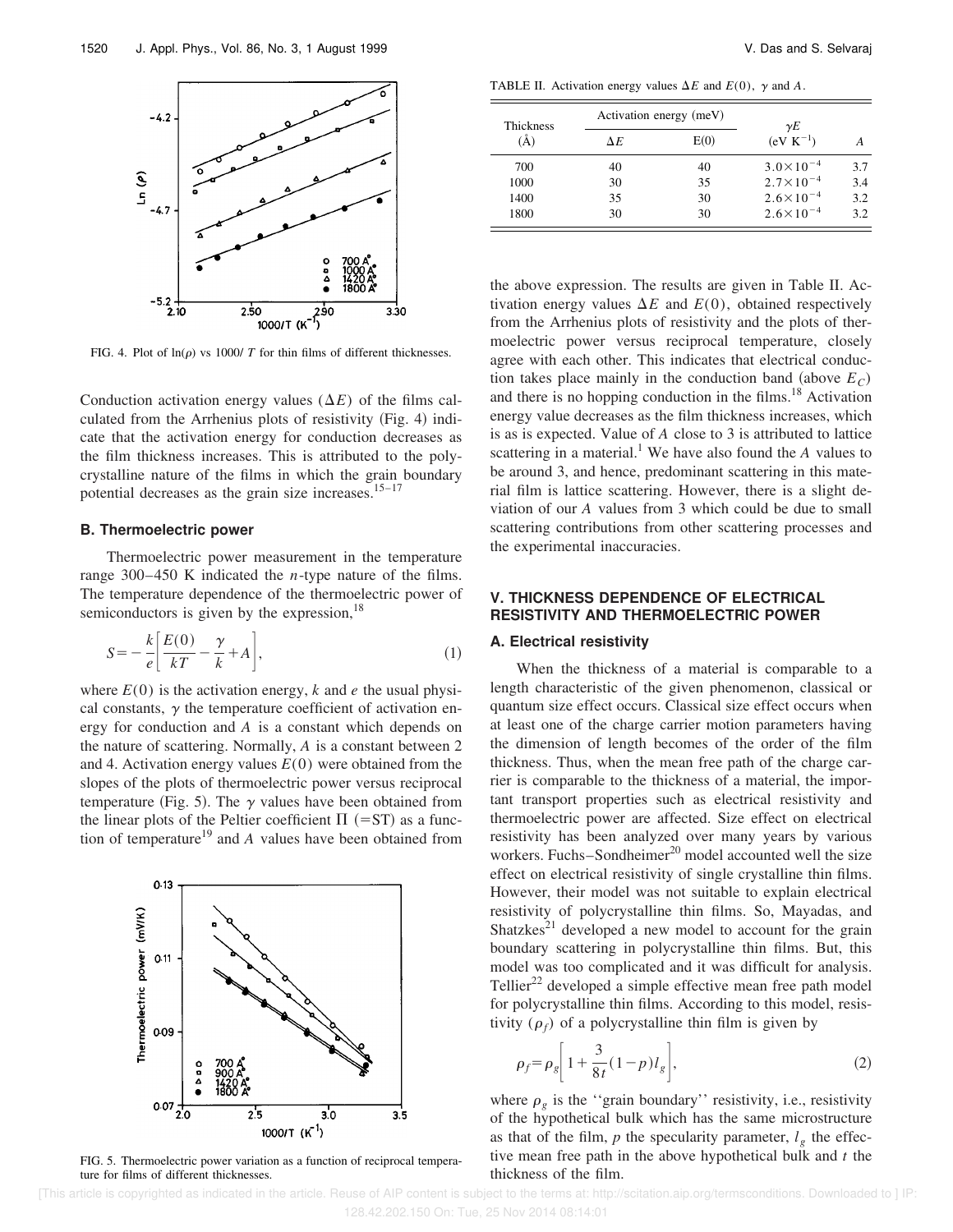FIG. 4. Plot of ln($\rho$) vs 1000/ $T$ for thin films of different thicknesses.

Conduction activation energy values ($\Delta E$) of the films calculated from the Arrhenius plots of resistivity (Fig. 4) indicate that the activation energy for conduction decreases as the film thickness increases. This is attributed to the polycrystalline nature of the films in which the grain boundary potential decreases as the grain size increases.[15–17]

### B. Thermoelectric power

Thermoelectric power measurement in the temperature range 300–450 K indicated the $n$-type nature of the films. The temperature dependence of the thermoelectric power of semiconductors is given by the expression,[18]

$$S = -\frac{k}{e}\left[\frac{E(0)}{kT} - \frac{\gamma}{k} + A\right], \tag{1}$$

where $E(0)$ is the activation energy, $k$ and $e$ the usual physical constants, $\gamma$ the temperature coefficient of activation energy for conduction and $A$ is a constant which depends on the nature of scattering. Normally, $A$ is a constant between 2 and 4. Activation energy values $E(0)$ were obtained from the slopes of the plots of thermoelectric power versus reciprocal temperature (Fig. 5). The $\gamma$ values have been obtained from the linear plots of the Peltier coefficient $\Pi$ ($=$ST) as a function of temperature[19] and $A$ values have been obtained from the above expression. The results are given in Table II. Activation energy values $\Delta E$ and $E(0)$, obtained respectively from the Arrhenius plots of resistivity and the plots of thermoelectric power versus reciprocal temperature, closely agree with each other. This indicates that electrical conduction takes place mainly in the conduction band (above $E_C$) and there is no hopping conduction in the films.[18] Activation energy value decreases as the film thickness increases, which is as is expected. Value of $A$ close to 3 is attributed to lattice scattering in a material.[1] We have also found the $A$ values to be around 3, and hence, predominant scattering in this material film is lattice scattering. However, there is a slight deviation of our $A$ values from 3 which could be due to small scattering contributions from other scattering processes and the experimental inaccuracies.

FIG. 5. Thermoelectric power variation as a function of reciprocal temperature for films of different thicknesses.

TABLE II. Activation energy values $\Delta E$ and $E(0)$, $\gamma$ and $A$.

| Thickness (Å) | Activation energy (meV) | | $\gamma E$ (eV K$^{-1}$) | $A$ |
|---|---|---|---|---|
| | $\Delta E$ | E(0) | | |
| 700 | 40 | 40 | $3.0\times10^{-4}$ | 3.7 |
| 1000 | 30 | 35 | $2.7\times10^{-4}$ | 3.4 |
| 1400 | 35 | 30 | $2.6\times10^{-4}$ | 3.2 |
| 1800 | 30 | 30 | $2.6\times10^{-4}$ | 3.2 |

## V. THICKNESS DEPENDENCE OF ELECTRICAL RESISTIVITY AND THERMOELECTRIC POWER

### A. Electrical resistivity

When the thickness of a material is comparable to a length characteristic of the given phenomenon, classical or quantum size effect occurs. Classical size effect occurs when at least one of the charge carrier motion parameters having the dimension of length becomes of the order of the film thickness. Thus, when the mean free path of the charge carrier is comparable to the thickness of a material, the important transport properties such as electrical resistivity and thermoelectric power are affected. Size effect on electrical resistivity has been analyzed over many years by various workers. Fuchs–Sondheimer[20] model accounted well the size effect on electrical resistivity of single crystalline thin films. However, their model was not suitable to explain electrical resistivity of polycrystalline thin films. So, Mayadas, and Shatzkes[21] developed a new model to account for the grain boundary scattering in polycrystalline thin films. But, this model was too complicated and it was difficult for analysis. Tellier[22] developed a simple effective mean free path model for polycrystalline thin films. According to this model, resistivity ($\rho_f$) of a polycrystalline thin film is given by

$$\rho_f = \rho_g\left[1 + \frac{3}{8t}(1-p)l_g\right], \tag{2}$$

where $\rho_g$ is the ''grain boundary'' resistivity, i.e., resistivity of the hypothetical bulk which has the same microstructure as that of the film, $p$ the specularity parameter, $l_g$ the effective mean free path in the above hypothetical bulk and $t$ the thickness of the film.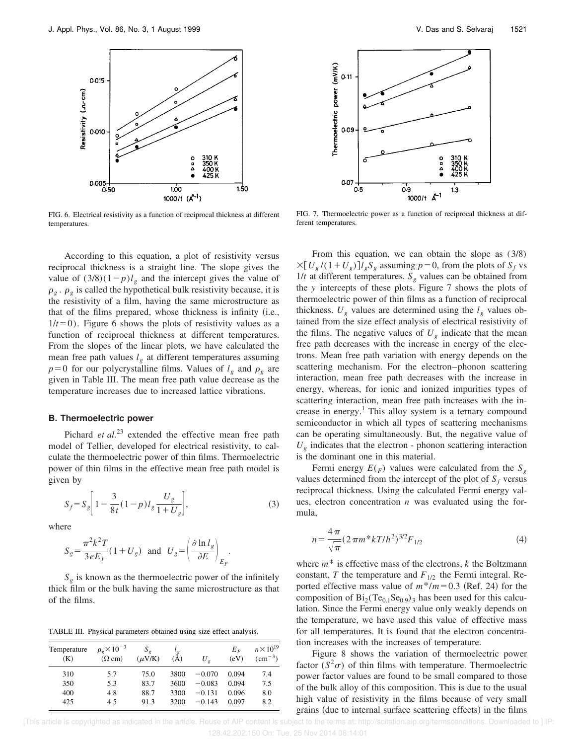FIG. 6. Electrical resistivity as a function of reciprocal thickness at different temperatures.

FIG. 7. Thermoelectric power as a function of reciprocal thickness at different temperatures.

According to this equation, a plot of resistivity versus reciprocal thickness is a straight line. The slope gives the value of $(3/8)(1-p)l_g$ and the intercept gives the value of $\rho_g$. $\rho_g$ is called the hypothetical bulk resistivity because, it is the resistivity of a film, having the same microstructure as that of the films prepared, whose thickness is infinity (i.e., $1/t=0$). Figure 6 shows the plots of resistivity values as a function of reciprocal thickness at different temperatures. From the slopes of the linear plots, we have calculated the mean free path values $l_g$ at different temperatures assuming $p=0$ for our polycrystalline films. Values of $l_g$ and $\rho_g$ are given in Table III. The mean free path value decrease as the temperature increases due to increased lattice vibrations.

### B. Thermoelectric power

Pichard *et al.*[23] extended the effective mean free path model of Tellier, developed for electrical resistivity, to calculate the thermoelectric power of thin films. Thermoelectric power of thin films in the effective mean free path model is given by

$$S_f = S_g\left[1 - \frac{3}{8t}(1-p)l_g\frac{U_g}{1+U_g}\right], \tag{3}$$

where

$$S_g = \frac{\pi^2 k^2 T}{3eE_F}(1+U_g) \quad \text{and} \quad U_g = \left(\frac{\partial \ln l_g}{\partial E}\right)_{E_F}.$$

$S_g$ is known as the thermoelectric power of the infinitely thick film or the bulk having the same microstructure as that of the films.

TABLE III. Physical parameters obtained using size effect analysis.

| Temperature (K) | $\rho_g \times 10^{-3}$ ($\Omega$ cm) | $S_g$ ($\mu$V/K) | $l_g$ (Å) | $U_g$ | $E_F$ (eV) | $n\times10^{19}$ ($\mathrm{cm}^{-3}$) |
|---|---|---|---|---|---|---|
| 310 | 5.7 | 75.0 | 3800 | −0.070 | 0.094 | 7.4 |
| 350 | 5.3 | 83.7 | 3600 | −0.083 | 0.094 | 7.5 |
| 400 | 4.8 | 88.7 | 3300 | −0.131 | 0.096 | 8.0 |
| 425 | 4.5 | 91.3 | 3200 | −0.143 | 0.097 | 8.2 |

From this equation, we can obtain the slope as $(3/8)\times[U_g/(1+U_g)]l_g S_g$ assuming $p=0$, from the plots of $S_f$ vs $1/t$ at different temperatures. $S_g$ values can be obtained from the *y* intercepts of these plots. Figure 7 shows the plots of thermoelectric power of thin films as a function of reciprocal thickness. $U_g$ values are determined using the $l_g$ values obtained from the size effect analysis of electrical resistivity of the films. The negative values of $U_g$ indicate that the mean free path decreases with the increase in energy of the electrons. Mean free path variation with energy depends on the scattering mechanism. For the electron–phonon scattering interaction, mean free path decreases with the increase in energy, whereas, for ionic and ionized impurities types of scattering interaction, mean free path increases with the increase in energy.[1] This alloy system is a ternary compound semiconductor in which all types of scattering mechanisms can be operating simultaneously. But, the negative value of $U_g$ indicates that the electron - phonon scattering interaction is the dominant one in this material.

Fermi energy $E(_F)$ values were calculated from the $S_g$ values determined from the intercept of the plot of $S_f$ versus reciprocal thickness. Using the calculated Fermi energy values, electron concentration $n$ was evaluated using the formula,

$$n = \frac{4\pi}{\sqrt{\pi}}(2\pi m^* kT/h^2)^{3/2}F_{1/2} \tag{4}$$

where $m^*$ is effective mass of the electrons, $k$ the Boltzmann constant, $T$ the temperature and $F_{1/2}$ the Fermi integral. Reported effective mass value of $m^*/m=0.3$ (Ref. 24) for the composition of $Bi_2(Te_{0.1}Se_{0.9})_3$ has been used for this calculation. Since the Fermi energy value only weakly depends on the temperature, we have used this value of effective mass for all temperatures. It is found that the electron concentration increases with the increases of temperature.

Figure 8 shows the variation of thermoelectric power factor $(S^2\sigma)$ of thin films with temperature. Thermoelectric power factor values are found to be small compared to those of the bulk alloy of this composition. This is due to the usual high value of resistivity in the films because of very small grains (due to internal surface scattering effects) in the films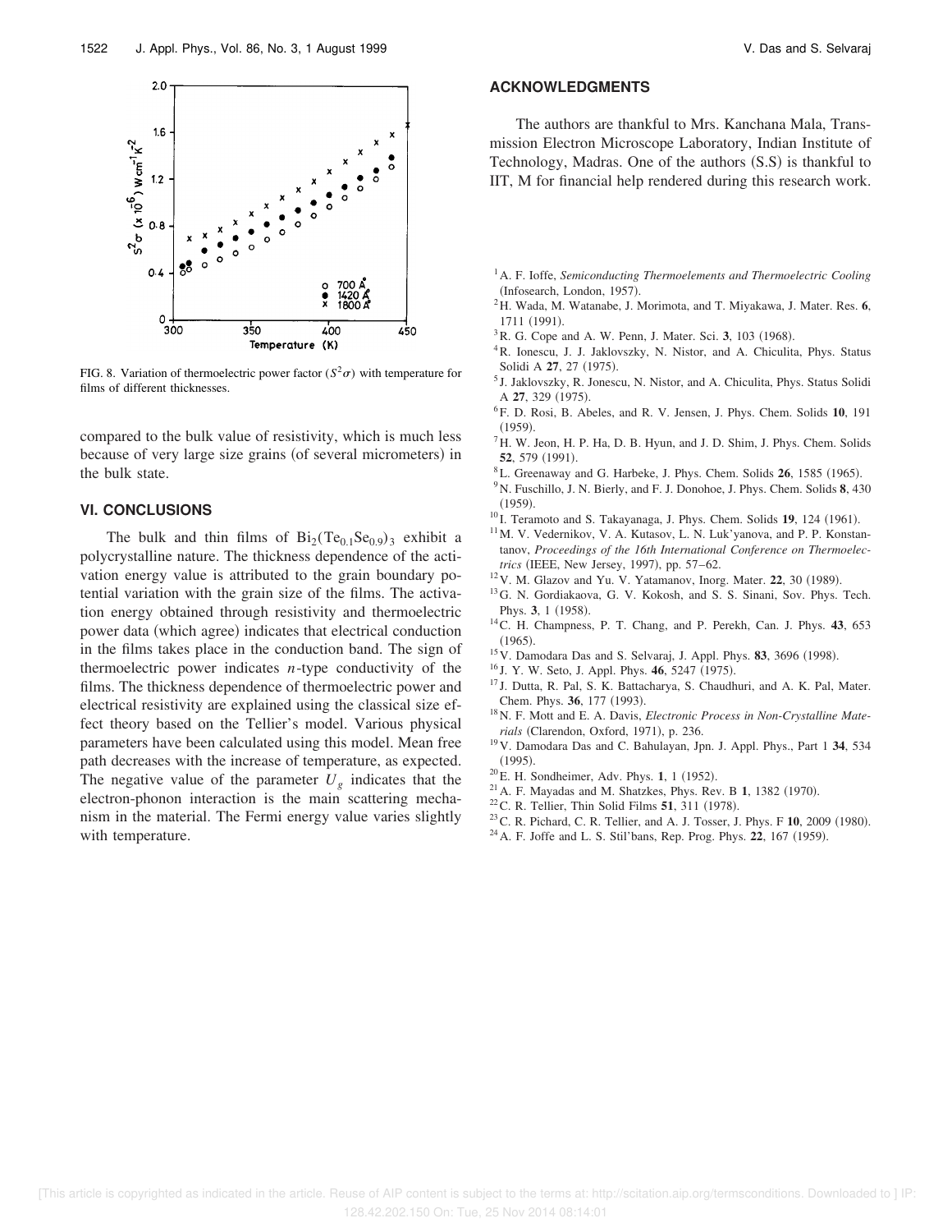2.0

1.6

1.2

0.8

0.4

0

300 350 400 450

Temperature (K)

$S^2\sigma$ ($\times 10^{-6}$) W cm$^{-1}$ K$^{-2}$

○ 700 Å
● 1420 Å
× 1800 Å

FIG. 8. Variation of thermoelectric power factor ($S^2\sigma$) with temperature for films of different thicknesses.

compared to the bulk value of resistivity, which is much less because of very large size grains (of several micrometers) in the bulk state.

## VI. CONCLUSIONS

The bulk and thin films of $Bi_2(Te_{0.1}Se_{0.9})_3$ exhibit a polycrystalline nature. The thickness dependence of the activation energy value is attributed to the grain boundary potential variation with the grain size of the films. The activation energy obtained through resistivity and thermoelectric power data (which agree) indicates that electrical conduction in the films takes place in the conduction band. The sign of thermoelectric power indicates $n$-type conductivity of the films. The thickness dependence of thermoelectric power and electrical resistivity are explained using the classical size effect theory based on the Tellier's model. Various physical parameters have been calculated using this model. Mean free path decreases with the increase of temperature, as expected. The negative value of the parameter $U_g$ indicates that the electron-phonon interaction is the main scattering mechanism in the material. The Fermi energy value varies slightly with temperature.

## ACKNOWLEDGMENTS

The authors are thankful to Mrs. Kanchana Mala, Transmission Electron Microscope Laboratory, Indian Institute of Technology, Madras. One of the authors (S.S) is thankful to IIT, M for financial help rendered during this research work.

[1] A. F. Ioffe, *Semiconducting Thermoelements and Thermoelectric Cooling* (Infosearch, London, 1957).
[2] H. Wada, M. Watanabe, J. Morimota, and T. Miyakawa, J. Mater. Res. **6**, 1711 (1991).
[3] R. G. Cope and A. W. Penn, J. Mater. Sci. **3**, 103 (1968).
[4] R. Ionescu, J. J. Jaklovszky, N. Nistor, and A. Chiculita, Phys. Status Solidi A **27**, 27 (1975).
[5] J. Jaklovszky, R. Jonescu, N. Nistor, and A. Chiculita, Phys. Status Solidi A **27**, 329 (1975).
[6] F. D. Rosi, B. Abeles, and R. V. Jensen, J. Phys. Chem. Solids **10**, 191 (1959).
[7] H. W. Jeon, H. P. Ha, D. B. Hyun, and J. D. Shim, J. Phys. Chem. Solids **52**, 579 (1991).
[8] L. Greenaway and G. Harbeke, J. Phys. Chem. Solids **26**, 1585 (1965).
[9] N. Fuschillo, J. N. Bierly, and F. J. Donohoe, J. Phys. Chem. Solids **8**, 430 (1959).
[10] I. Teramoto and S. Takayanaga, J. Phys. Chem. Solids **19**, 124 (1961).
[11] M. V. Vedernikov, V. A. Kutasov, L. N. Luk'yanova, and P. P. Konstantanov, *Proceedings of the 16th International Conference on Thermoelectrics* (IEEE, New Jersey, 1997), pp. 57–62.
[12] V. M. Glazov and Yu. V. Yatamanov, Inorg. Mater. **22**, 30 (1989).
[13] G. N. Gordiakaova, G. V. Kokosh, and S. S. Sinani, Sov. Phys. Tech. Phys. **3**, 1 (1958).
[14] C. H. Champness, P. T. Chang, and P. Perekh, Can. J. Phys. **43**, 653 (1965).
[15] V. Damodara Das and S. Selvaraj, J. Appl. Phys. **83**, 3696 (1998).
[16] J. Y. W. Seto, J. Appl. Phys. **46**, 5247 (1975).
[17] J. Dutta, R. Pal, S. K. Battacharya, S. Chaudhuri, and A. K. Pal, Mater. Chem. Phys. **36**, 177 (1993).
[18] N. F. Mott and E. A. Davis, *Electronic Process in Non-Crystalline Materials* (Clarendon, Oxford, 1971), p. 236.
[19] V. Damodara Das and C. Bahulayan, Jpn. J. Appl. Phys., Part 1 **34**, 534 (1995).
[20] E. H. Sondheimer, Adv. Phys. **1**, 1 (1952).
[21] A. F. Mayadas and M. Shatzkes, Phys. Rev. B **1**, 1382 (1970).
[22] C. R. Tellier, Thin Solid Films **51**, 311 (1978).
[23] C. R. Pichard, C. R. Tellier, and A. J. Tosser, J. Phys. F **10**, 2009 (1980).
[24] A. F. Joffe and L. S. Stil'bans, Rep. Prog. Phys. **22**, 167 (1959).